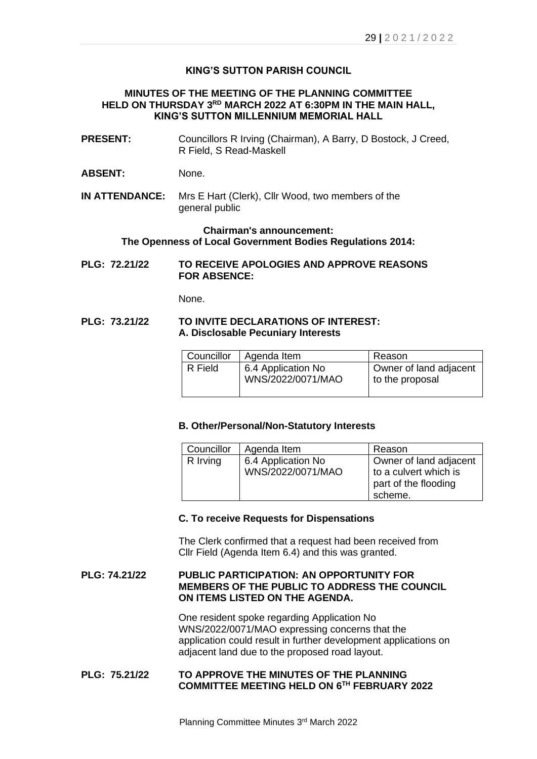**KING'S SUTTON PARISH COUNCIL**

**MINUTES OF THE MEETING OF THE PLANNING COMMITTEE HELD ON THURSDAY 3RD MARCH 2022 AT 6:30PM IN THE MAIN HALL, KING'S SUTTON MILLENNIUM MEMORIAL HALL**

**PRESENT:** Councillors R Irving (Chairman), A Barry, D Bostock, J Creed, R Field, S Read-Maskell

**ABSENT:** None.

**IN ATTENDANCE:** Mrs E Hart (Clerk), Cllr Wood, two members of the general public

**Chairman's announcement:**
**The Openness of Local Government Bodies Regulations 2014:**

**PLG: 72.21/22 TO RECEIVE APOLOGIES AND APPROVE REASONS FOR ABSENCE:**

None.

**PLG: 73.21/22 TO INVITE DECLARATIONS OF INTEREST:**
**A. Disclosable Pecuniary Interests**

| Councillor | Agenda Item | Reason |
|---|---|---|
| R Field | 6.4 Application No WNS/2022/0071/MAO | Owner of land adjacent to the proposal |

**B. Other/Personal/Non-Statutory Interests**

| Councillor | Agenda Item | Reason |
|---|---|---|
| R Irving | 6.4 Application No WNS/2022/0071/MAO | Owner of land adjacent to a culvert which is part of the flooding scheme. |

**C. To receive Requests for Dispensations**

The Clerk confirmed that a request had been received from Cllr Field (Agenda Item 6.4) and this was granted.

**PLG: 74.21/22 PUBLIC PARTICIPATION: AN OPPORTUNITY FOR MEMBERS OF THE PUBLIC TO ADDRESS THE COUNCIL ON ITEMS LISTED ON THE AGENDA.**

One resident spoke regarding Application No WNS/2022/0071/MAO expressing concerns that the application could result in further development applications on adjacent land due to the proposed road layout.

**PLG: 75.21/22 TO APPROVE THE MINUTES OF THE PLANNING COMMITTEE MEETING HELD ON 6TH FEBRUARY 2022**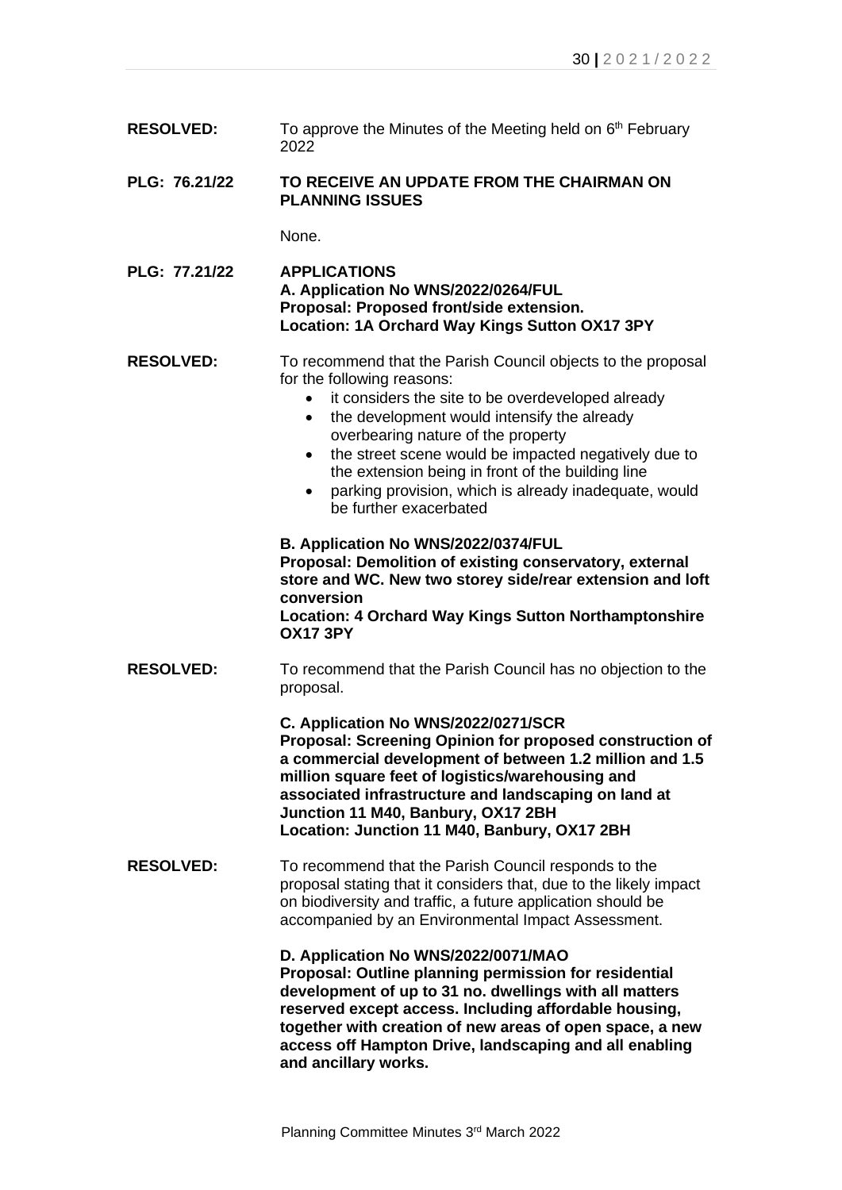**RESOLVED:** To approve the Minutes of the Meeting held on 6th February 2022

**PLG: 76.21/22 TO RECEIVE AN UPDATE FROM THE CHAIRMAN ON PLANNING ISSUES**

None.

**PLG: 77.21/22 APPLICATIONS**

**A. Application No WNS/2022/0264/FUL**
**Proposal: Proposed front/side extension.**
**Location: 1A Orchard Way Kings Sutton OX17 3PY**

**RESOLVED:** To recommend that the Parish Council objects to the proposal for the following reasons:

- it considers the site to be overdeveloped already
- the development would intensify the already overbearing nature of the property
- the street scene would be impacted negatively due to the extension being in front of the building line
- parking provision, which is already inadequate, would be further exacerbated

**B. Application No WNS/2022/0374/FUL**
**Proposal: Demolition of existing conservatory, external store and WC. New two storey side/rear extension and loft conversion**
**Location: 4 Orchard Way Kings Sutton Northamptonshire OX17 3PY**

**RESOLVED:** To recommend that the Parish Council has no objection to the proposal.

**C. Application No WNS/2022/0271/SCR**
**Proposal: Screening Opinion for proposed construction of a commercial development of between 1.2 million and 1.5 million square feet of logistics/warehousing and associated infrastructure and landscaping on land at Junction 11 M40, Banbury, OX17 2BH**
**Location: Junction 11 M40, Banbury, OX17 2BH**

**RESOLVED:** To recommend that the Parish Council responds to the proposal stating that it considers that, due to the likely impact on biodiversity and traffic, a future application should be accompanied by an Environmental Impact Assessment.

**D. Application No WNS/2022/0071/MAO**
**Proposal: Outline planning permission for residential development of up to 31 no. dwellings with all matters reserved except access. Including affordable housing, together with creation of new areas of open space, a new access off Hampton Drive, landscaping and all enabling and ancillary works.**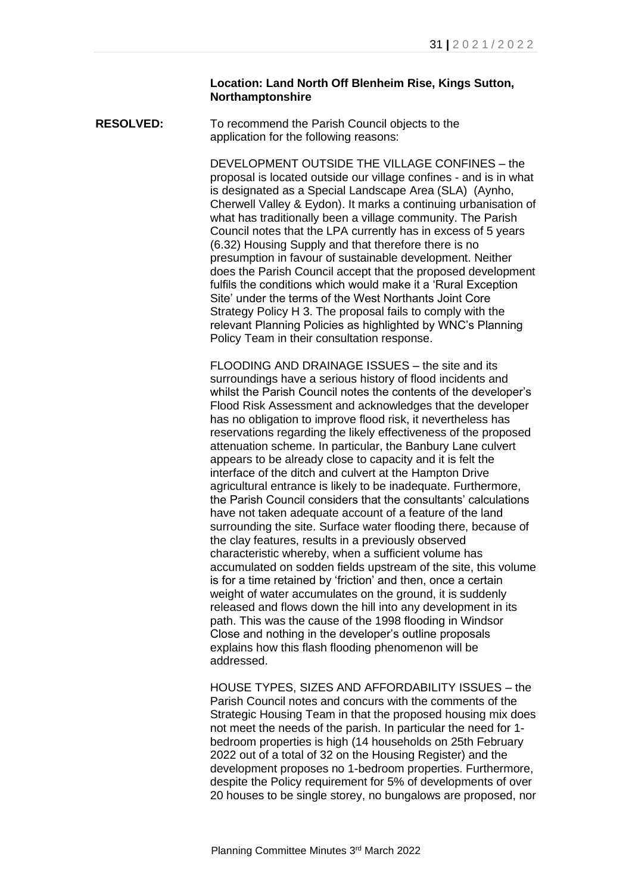**Location: Land North Off Blenheim Rise, Kings Sutton, Northamptonshire**

**RESOLVED:** To recommend the Parish Council objects to the application for the following reasons:

DEVELOPMENT OUTSIDE THE VILLAGE CONFINES – the proposal is located outside our village confines - and is in what is designated as a Special Landscape Area (SLA) (Aynho, Cherwell Valley & Eydon). It marks a continuing urbanisation of what has traditionally been a village community. The Parish Council notes that the LPA currently has in excess of 5 years (6.32) Housing Supply and that therefore there is no presumption in favour of sustainable development. Neither does the Parish Council accept that the proposed development fulfils the conditions which would make it a 'Rural Exception Site' under the terms of the West Northants Joint Core Strategy Policy H 3. The proposal fails to comply with the relevant Planning Policies as highlighted by WNC's Planning Policy Team in their consultation response.

FLOODING AND DRAINAGE ISSUES – the site and its surroundings have a serious history of flood incidents and whilst the Parish Council notes the contents of the developer's Flood Risk Assessment and acknowledges that the developer has no obligation to improve flood risk, it nevertheless has reservations regarding the likely effectiveness of the proposed attenuation scheme. In particular, the Banbury Lane culvert appears to be already close to capacity and it is felt the interface of the ditch and culvert at the Hampton Drive agricultural entrance is likely to be inadequate. Furthermore, the Parish Council considers that the consultants' calculations have not taken adequate account of a feature of the land surrounding the site. Surface water flooding there, because of the clay features, results in a previously observed characteristic whereby, when a sufficient volume has accumulated on sodden fields upstream of the site, this volume is for a time retained by 'friction' and then, once a certain weight of water accumulates on the ground, it is suddenly released and flows down the hill into any development in its path. This was the cause of the 1998 flooding in Windsor Close and nothing in the developer's outline proposals explains how this flash flooding phenomenon will be addressed.

HOUSE TYPES, SIZES AND AFFORDABILITY ISSUES – the Parish Council notes and concurs with the comments of the Strategic Housing Team in that the proposed housing mix does not meet the needs of the parish. In particular the need for 1-bedroom properties is high (14 households on 25th February 2022 out of a total of 32 on the Housing Register) and the development proposes no 1-bedroom properties. Furthermore, despite the Policy requirement for 5% of developments of over 20 houses to be single storey, no bungalows are proposed, nor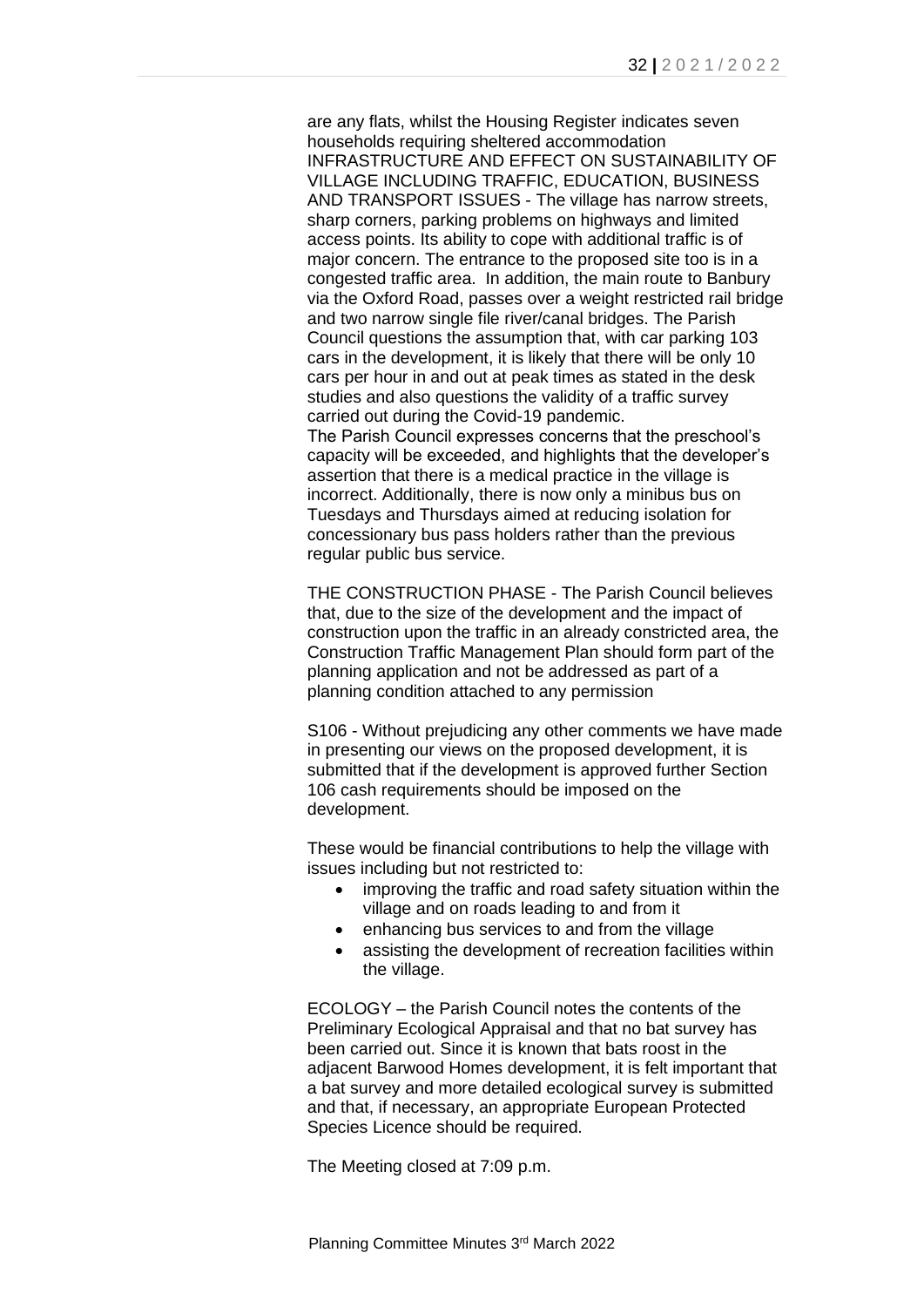are any flats, whilst the Housing Register indicates seven households requiring sheltered accommodation

INFRASTRUCTURE AND EFFECT ON SUSTAINABILITY OF VILLAGE INCLUDING TRAFFIC, EDUCATION, BUSINESS AND TRANSPORT ISSUES - The village has narrow streets, sharp corners, parking problems on highways and limited access points. Its ability to cope with additional traffic is of major concern. The entrance to the proposed site too is in a congested traffic area. In addition, the main route to Banbury via the Oxford Road, passes over a weight restricted rail bridge and two narrow single file river/canal bridges. The Parish Council questions the assumption that, with car parking 103 cars in the development, it is likely that there will be only 10 cars per hour in and out at peak times as stated in the desk studies and also questions the validity of a traffic survey carried out during the Covid-19 pandemic.

The Parish Council expresses concerns that the preschool's capacity will be exceeded, and highlights that the developer's assertion that there is a medical practice in the village is incorrect. Additionally, there is now only a minibus bus on Tuesdays and Thursdays aimed at reducing isolation for concessionary bus pass holders rather than the previous regular public bus service.

THE CONSTRUCTION PHASE - The Parish Council believes that, due to the size of the development and the impact of construction upon the traffic in an already constricted area, the Construction Traffic Management Plan should form part of the planning application and not be addressed as part of a planning condition attached to any permission

S106 - Without prejudicing any other comments we have made in presenting our views on the proposed development, it is submitted that if the development is approved further Section 106 cash requirements should be imposed on the development.

These would be financial contributions to help the village with issues including but not restricted to:

- improving the traffic and road safety situation within the village and on roads leading to and from it
- enhancing bus services to and from the village
- assisting the development of recreation facilities within the village.

ECOLOGY – the Parish Council notes the contents of the Preliminary Ecological Appraisal and that no bat survey has been carried out. Since it is known that bats roost in the adjacent Barwood Homes development, it is felt important that a bat survey and more detailed ecological survey is submitted and that, if necessary, an appropriate European Protected Species Licence should be required.

The Meeting closed at 7:09 p.m.